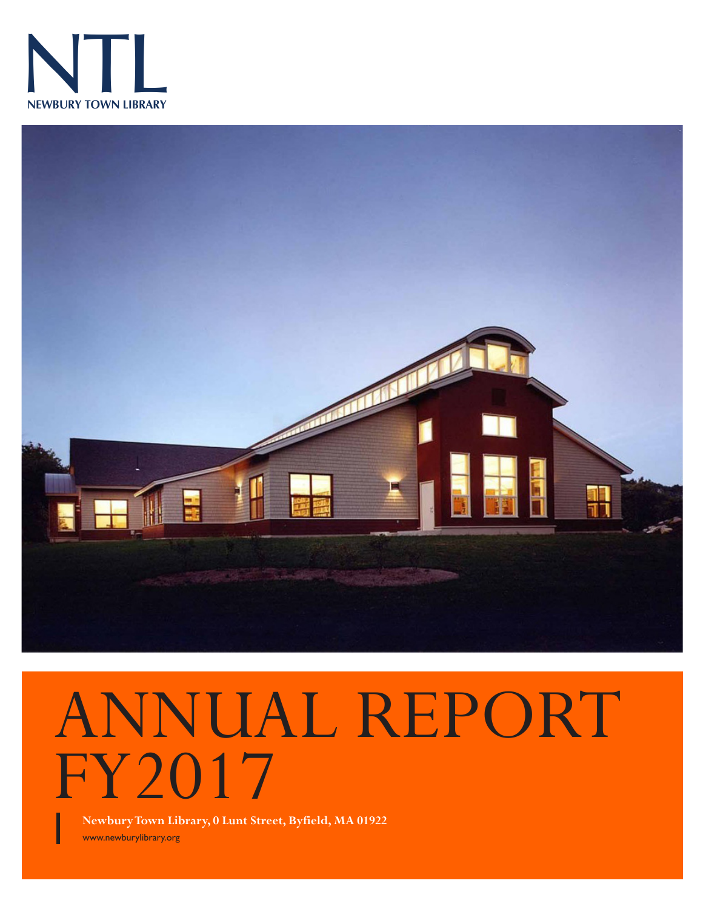NTL

NEWBURY TOWN LIBRARY

# ANNUAL REPORT FY2017

**Newbury Town Library, 0 Lunt Street, Byfield, MA 01922**

www.newburylibrary.org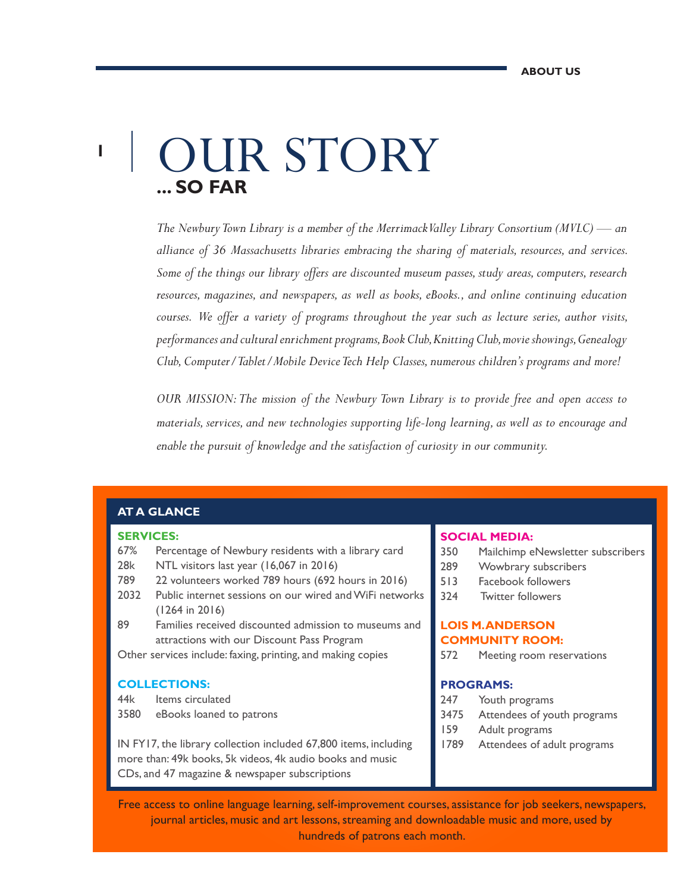# OUR STORY

**... SO FAR**

*The Newbury Town Library is a member of the Merrimack Valley Library Consortium (MVLC) — an alliance of 36 Massachusetts libraries embracing the sharing of materials, resources, and services. Some of the things our library offers are discounted museum passes, study areas, computers, research resources, magazines, and newspapers, as well as books, eBooks., and online continuing education courses. We offer a variety of programs throughout the year such as lecture series, author visits, performances and cultural enrichment programs, Book Club, Knitting Club, movie showings, Genealogy Club, Computer / Tablet / Mobile Device Tech Help Classes, numerous children's programs and more!*

*OUR MISSION: The mission of the Newbury Town Library is to provide free and open access to materials, services, and new technologies supporting life-long learning, as well as to encourage and enable the pursuit of knowledge and the satisfaction of curiosity in our community.*

## AT A GLANCE

### SERVICES:

| | |
|---|---|
| 67% | Percentage of Newbury residents with a library card |
| 28k | NTL visitors last year (16,067 in 2016) |
| 789 | 22 volunteers worked 789 hours (692 hours in 2016) |
| 2032 | Public internet sessions on our wired and WiFi networks (1264 in 2016) |
| 89 | Families received discounted admission to museums and attractions with our Discount Pass Program |

Other services include: faxing, printing, and making copies

### COLLECTIONS:

| | |
|---|---|
| 44k | Items circulated |
| 3580 | eBooks loaned to patrons |

IN FY17, the library collection included 67,800 items, including more than: 49k books, 5k videos, 4k audio books and music CDs, and 47 magazine & newspaper subscriptions

### SOCIAL MEDIA:

| | |
|---|---|
| 350 | Mailchimp eNewsletter subscribers |
| 289 | Wowbrary subscribers |
| 513 | Facebook followers |
| 324 | Twitter followers |

### LOIS M. ANDERSON COMMUNITY ROOM:

| | |
|---|---|
| 572 | Meeting room reservations |

### PROGRAMS:

| | |
|---|---|
| 247 | Youth programs |
| 3475 | Attendees of youth programs |
| 159 | Adult programs |
| 1789 | Attendees of adult programs |

Free access to online language learning, self-improvement courses, assistance for job seekers, newspapers, journal articles, music and art lessons, streaming and downloadable music and more, used by hundreds of patrons each month.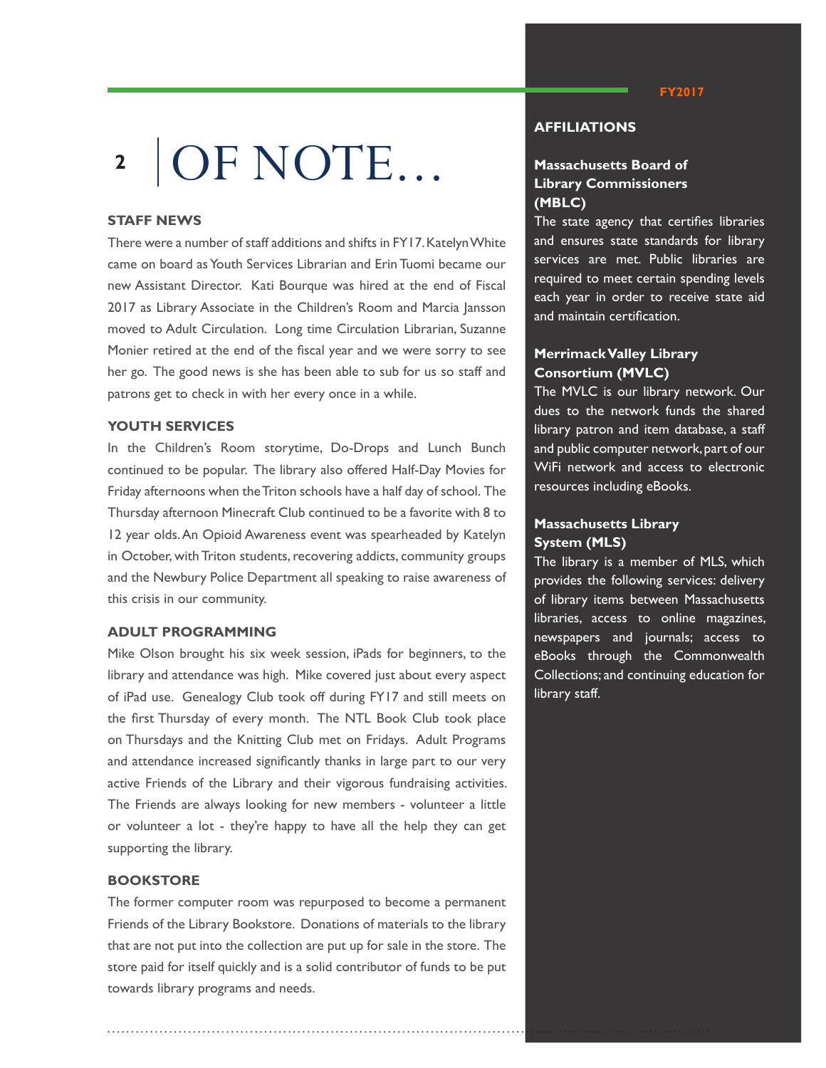# OF NOTE…

## STAFF NEWS

There were a number of staff additions and shifts in FY17. Katelyn White came on board as Youth Services Librarian and Erin Tuomi became our new Assistant Director. Kati Bourque was hired at the end of Fiscal 2017 as Library Associate in the Children's Room and Marcia Jansson moved to Adult Circulation. Long time Circulation Librarian, Suzanne Monier retired at the end of the fiscal year and we were sorry to see her go. The good news is she has been able to sub for us so staff and patrons get to check in with her every once in a while.

## YOUTH SERVICES

In the Children's Room storytime, Do-Drops and Lunch Bunch continued to be popular. The library also offered Half-Day Movies for Friday afternoons when the Triton schools have a half day of school. The Thursday afternoon Minecraft Club continued to be a favorite with 8 to 12 year olds. An Opioid Awareness event was spearheaded by Katelyn in October, with Triton students, recovering addicts, community groups and the Newbury Police Department all speaking to raise awareness of this crisis in our community.

## ADULT PROGRAMMING

Mike Olson brought his six week session, iPads for beginners, to the library and attendance was high. Mike covered just about every aspect of iPad use. Genealogy Club took off during FY17 and still meets on the first Thursday of every month. The NTL Book Club took place on Thursdays and the Knitting Club met on Fridays. Adult Programs and attendance increased significantly thanks in large part to our very active Friends of the Library and their vigorous fundraising activities. The Friends are always looking for new members - volunteer a little or volunteer a lot - they're happy to have all the help they can get supporting the library.

## BOOKSTORE

The former computer room was repurposed to become a permanent Friends of the Library Bookstore. Donations of materials to the library that are not put into the collection are put up for sale in the store. The store paid for itself quickly and is a solid contributor of funds to be put towards library programs and needs.

## AFFILIATIONS

### Massachusetts Board of Library Commissioners (MBLC)

The state agency that certifies libraries and ensures state standards for library services are met. Public libraries are required to meet certain spending levels each year in order to receive state aid and maintain certification.

### Merrimack Valley Library Consortium (MVLC)

The MVLC is our library network. Our dues to the network funds the shared library patron and item database, a staff and public computer network, part of our WiFi network and access to electronic resources including eBooks.

### Massachusetts Library System (MLS)

The library is a member of MLS, which provides the following services: delivery of library items between Massachusetts libraries, access to online magazines, newspapers and journals; access to eBooks through the Commonwealth Collections; and continuing education for library staff.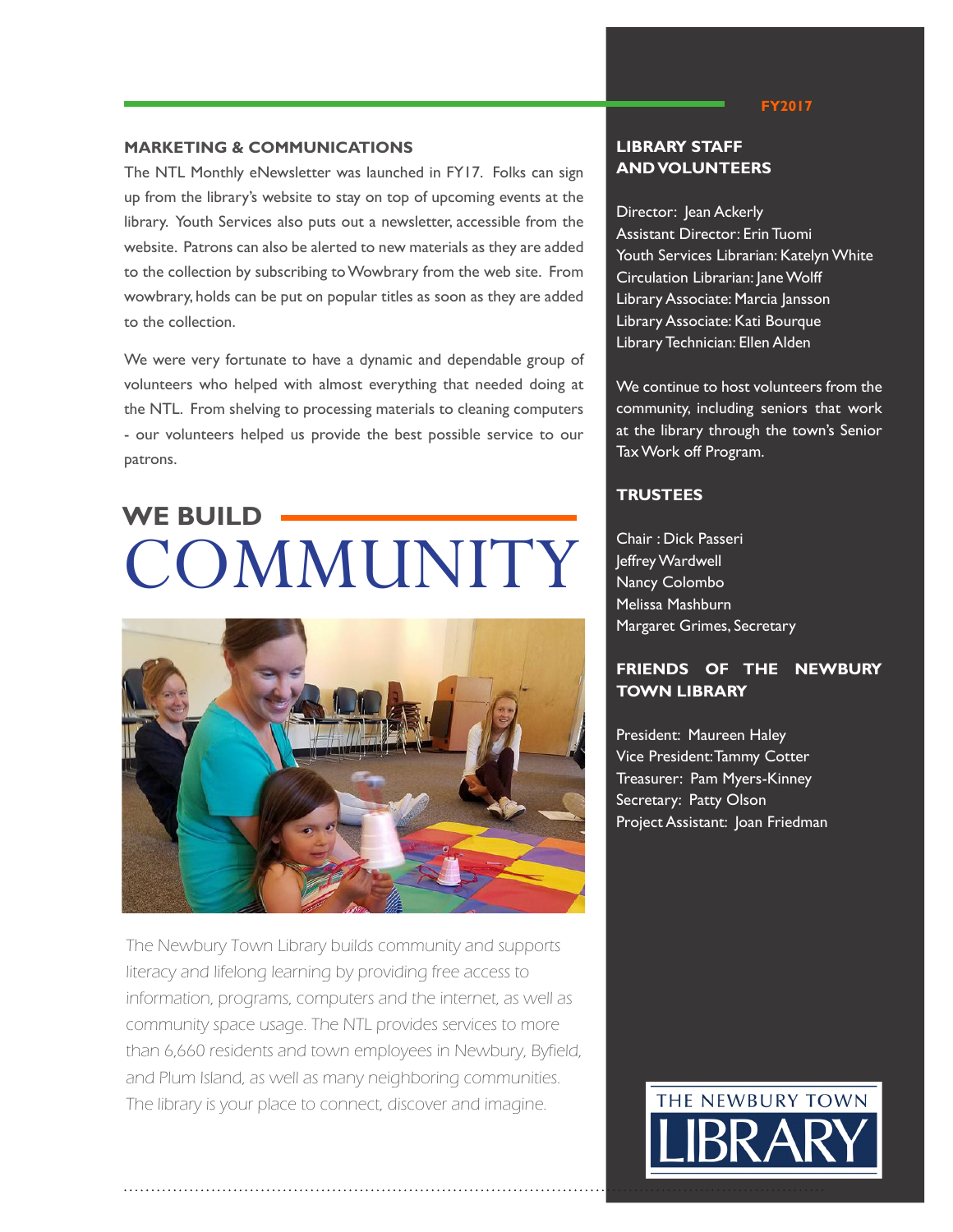## MARKETING & COMMUNICATIONS

The NTL Monthly eNewsletter was launched in FY17. Folks can sign up from the library's website to stay on top of upcoming events at the library. Youth Services also puts out a newsletter, accessible from the website. Patrons can also be alerted to new materials as they are added to the collection by subscribing to Wowbrary from the web site. From wowbrary, holds can be put on popular titles as soon as they are added to the collection.

We were very fortunate to have a dynamic and dependable group of volunteers who helped with almost everything that needed doing at the NTL. From shelving to processing materials to cleaning computers - our volunteers helped us provide the best possible service to our patrons.

# WE BUILD COMMUNITY

*The Newbury Town Library builds community and supports literacy and lifelong learning by providing free access to information, programs, computers and the internet, as well as community space usage. The NTL provides services to more than 6,660 residents and town employees in Newbury, Byfield, and Plum Island, as well as many neighboring communities. The library is your place to connect, discover and imagine.*

FY2017

## LIBRARY STAFF AND VOLUNTEERS

Director: Jean Ackerly
Assistant Director: Erin Tuomi
Youth Services Librarian: Katelyn White
Circulation Librarian: Jane Wolff
Library Associate: Marcia Jansson
Library Associate: Kati Bourque
Library Technician: Ellen Alden

We continue to host volunteers from the community, including seniors that work at the library through the town's Senior Tax Work off Program.

## TRUSTEES

Chair : Dick Passeri
Jeffrey Wardwell
Nancy Colombo
Melissa Mashburn
Margaret Grimes, Secretary

## FRIENDS OF THE NEWBURY TOWN LIBRARY

President: Maureen Haley
Vice President: Tammy Cotter
Treasurer: Pam Myers-Kinney
Secretary: Patty Olson
Project Assistant: Joan Friedman

THE NEWBURY TOWN LIBRARY